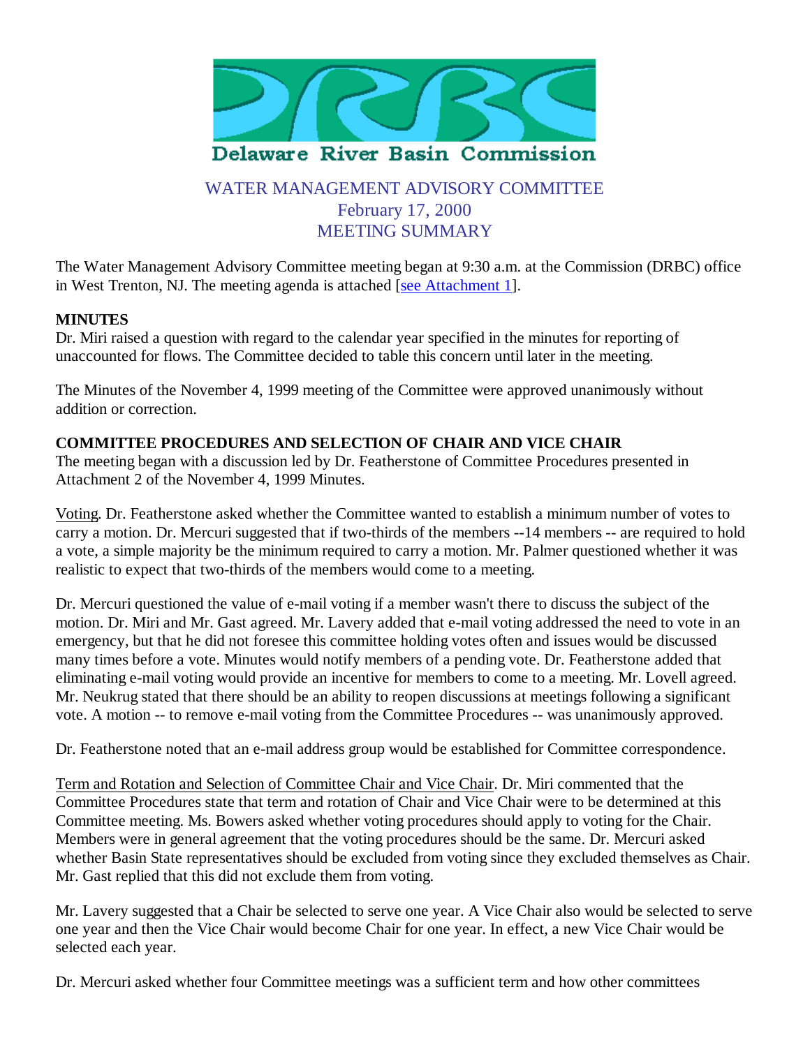Delaware River Basin Commission

# WATER MANAGEMENT ADVISORY COMMITTEE
## February 17, 2000
## MEETING SUMMARY

The Water Management Advisory Committee meeting began at 9:30 a.m. at the Commission (DRBC) office in West Trenton, NJ. The meeting agenda is attached [see Attachment 1].

**MINUTES**

Dr. Miri raised a question with regard to the calendar year specified in the minutes for reporting of unaccounted for flows. The Committee decided to table this concern until later in the meeting.

The Minutes of the November 4, 1999 meeting of the Committee were approved unanimously without addition or correction.

**COMMITTEE PROCEDURES AND SELECTION OF CHAIR AND VICE CHAIR**

The meeting began with a discussion led by Dr. Featherstone of Committee Procedures presented in Attachment 2 of the November 4, 1999 Minutes.

Voting. Dr. Featherstone asked whether the Committee wanted to establish a minimum number of votes to carry a motion. Dr. Mercuri suggested that if two-thirds of the members --14 members -- are required to hold a vote, a simple majority be the minimum required to carry a motion. Mr. Palmer questioned whether it was realistic to expect that two-thirds of the members would come to a meeting.

Dr. Mercuri questioned the value of e-mail voting if a member wasn't there to discuss the subject of the motion. Dr. Miri and Mr. Gast agreed. Mr. Lavery added that e-mail voting addressed the need to vote in an emergency, but that he did not foresee this committee holding votes often and issues would be discussed many times before a vote. Minutes would notify members of a pending vote. Dr. Featherstone added that eliminating e-mail voting would provide an incentive for members to come to a meeting. Mr. Lovell agreed. Mr. Neukrug stated that there should be an ability to reopen discussions at meetings following a significant vote. A motion -- to remove e-mail voting from the Committee Procedures -- was unanimously approved.

Dr. Featherstone noted that an e-mail address group would be established for Committee correspondence.

Term and Rotation and Selection of Committee Chair and Vice Chair. Dr. Miri commented that the Committee Procedures state that term and rotation of Chair and Vice Chair were to be determined at this Committee meeting. Ms. Bowers asked whether voting procedures should apply to voting for the Chair. Members were in general agreement that the voting procedures should be the same. Dr. Mercuri asked whether Basin State representatives should be excluded from voting since they excluded themselves as Chair. Mr. Gast replied that this did not exclude them from voting.

Mr. Lavery suggested that a Chair be selected to serve one year. A Vice Chair also would be selected to serve one year and then the Vice Chair would become Chair for one year. In effect, a new Vice Chair would be selected each year.

Dr. Mercuri asked whether four Committee meetings was a sufficient term and how other committees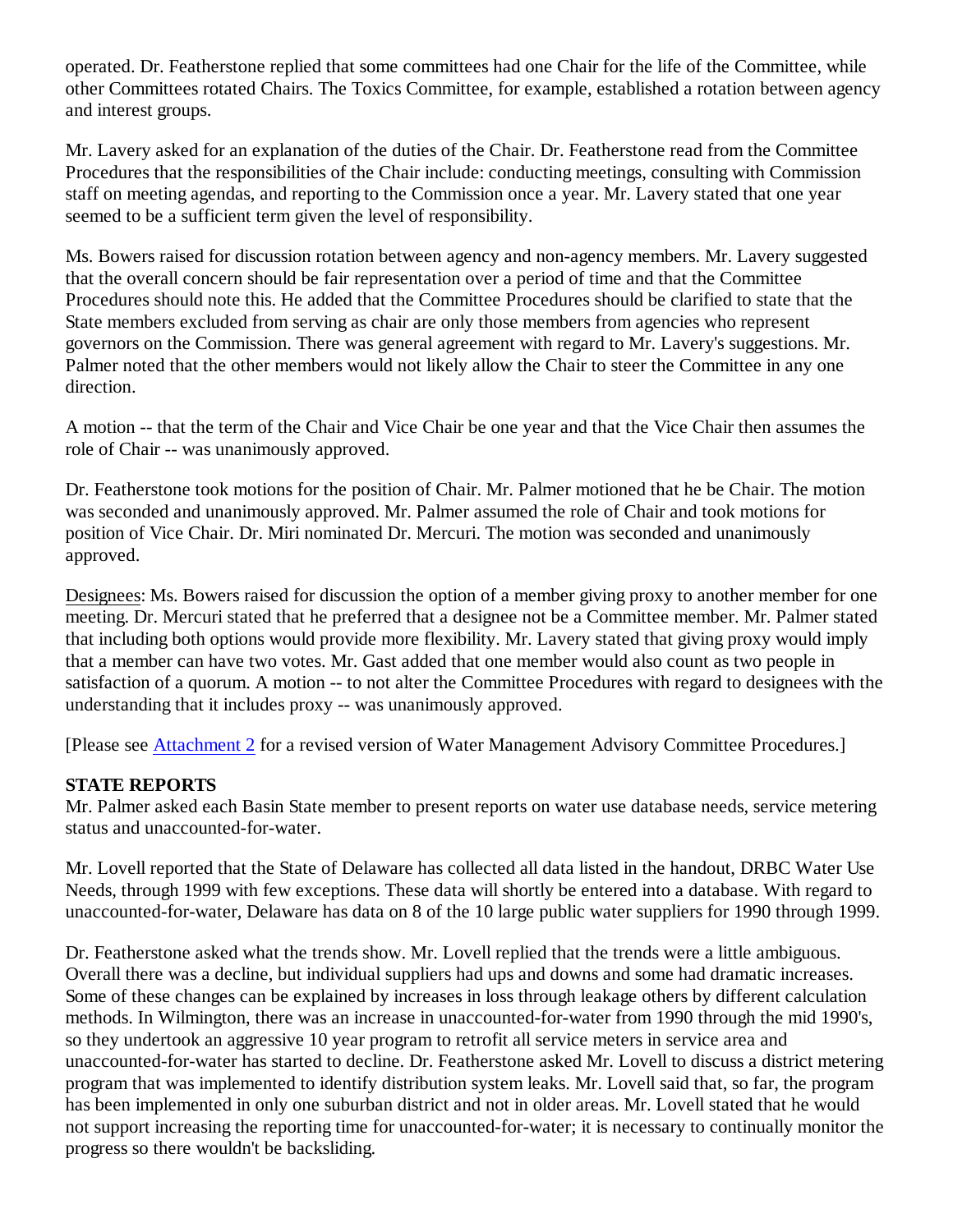operated. Dr. Featherstone replied that some committees had one Chair for the life of the Committee, while other Committees rotated Chairs. The Toxics Committee, for example, established a rotation between agency and interest groups.

Mr. Lavery asked for an explanation of the duties of the Chair. Dr. Featherstone read from the Committee Procedures that the responsibilities of the Chair include: conducting meetings, consulting with Commission staff on meeting agendas, and reporting to the Commission once a year. Mr. Lavery stated that one year seemed to be a sufficient term given the level of responsibility.

Ms. Bowers raised for discussion rotation between agency and non-agency members. Mr. Lavery suggested that the overall concern should be fair representation over a period of time and that the Committee Procedures should note this. He added that the Committee Procedures should be clarified to state that the State members excluded from serving as chair are only those members from agencies who represent governors on the Commission. There was general agreement with regard to Mr. Lavery's suggestions. Mr. Palmer noted that the other members would not likely allow the Chair to steer the Committee in any one direction.

A motion -- that the term of the Chair and Vice Chair be one year and that the Vice Chair then assumes the role of Chair -- was unanimously approved.

Dr. Featherstone took motions for the position of Chair. Mr. Palmer motioned that he be Chair. The motion was seconded and unanimously approved. Mr. Palmer assumed the role of Chair and took motions for position of Vice Chair. Dr. Miri nominated Dr. Mercuri. The motion was seconded and unanimously approved.

Designees: Ms. Bowers raised for discussion the option of a member giving proxy to another member for one meeting. Dr. Mercuri stated that he preferred that a designee not be a Committee member. Mr. Palmer stated that including both options would provide more flexibility. Mr. Lavery stated that giving proxy would imply that a member can have two votes. Mr. Gast added that one member would also count as two people in satisfaction of a quorum. A motion -- to not alter the Committee Procedures with regard to designees with the understanding that it includes proxy -- was unanimously approved.

[Please see Attachment 2 for a revised version of Water Management Advisory Committee Procedures.]

**STATE REPORTS**

Mr. Palmer asked each Basin State member to present reports on water use database needs, service metering status and unaccounted-for-water.

Mr. Lovell reported that the State of Delaware has collected all data listed in the handout, DRBC Water Use Needs, through 1999 with few exceptions. These data will shortly be entered into a database. With regard to unaccounted-for-water, Delaware has data on 8 of the 10 large public water suppliers for 1990 through 1999.

Dr. Featherstone asked what the trends show. Mr. Lovell replied that the trends were a little ambiguous. Overall there was a decline, but individual suppliers had ups and downs and some had dramatic increases. Some of these changes can be explained by increases in loss through leakage others by different calculation methods. In Wilmington, there was an increase in unaccounted-for-water from 1990 through the mid 1990's, so they undertook an aggressive 10 year program to retrofit all service meters in service area and unaccounted-for-water has started to decline. Dr. Featherstone asked Mr. Lovell to discuss a district metering program that was implemented to identify distribution system leaks. Mr. Lovell said that, so far, the program has been implemented in only one suburban district and not in older areas. Mr. Lovell stated that he would not support increasing the reporting time for unaccounted-for-water; it is necessary to continually monitor the progress so there wouldn't be backsliding.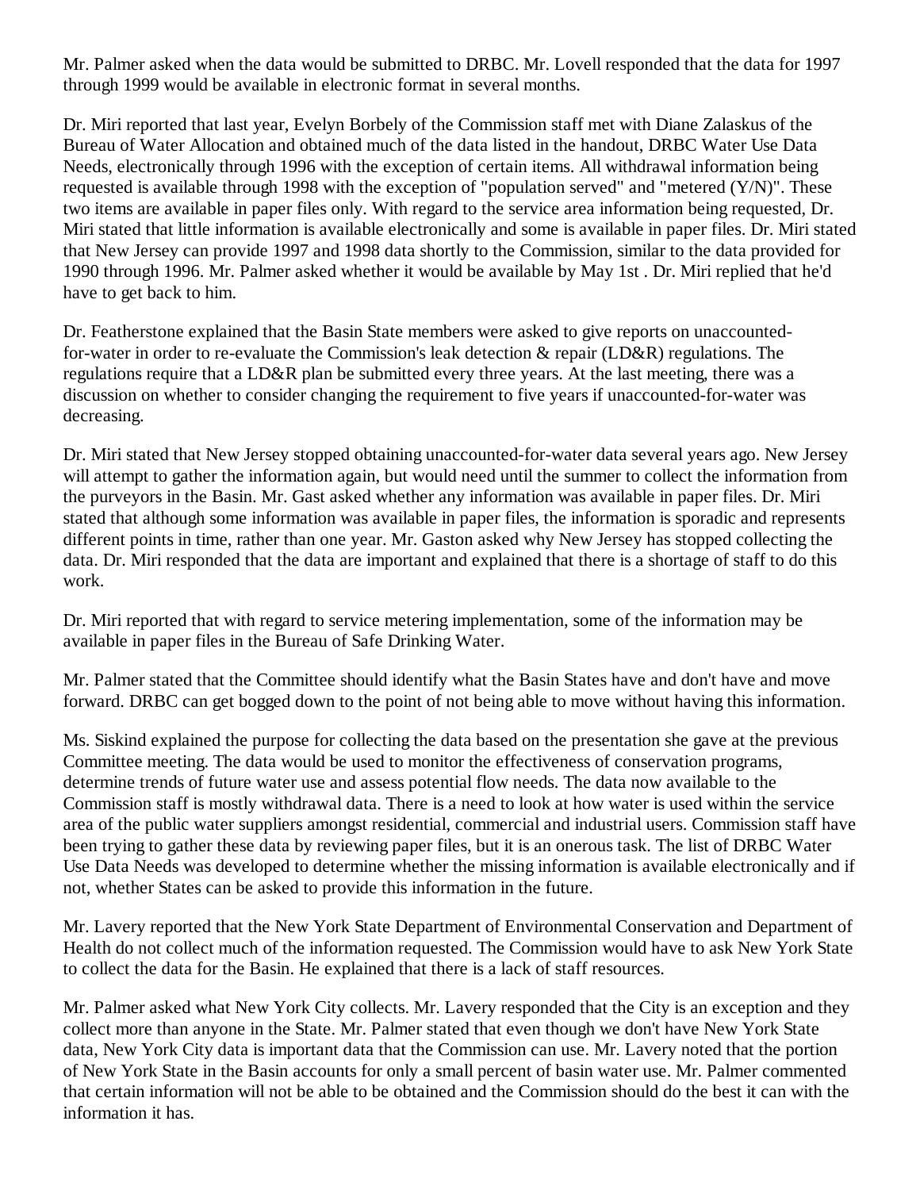Mr. Palmer asked when the data would be submitted to DRBC. Mr. Lovell responded that the data for 1997 through 1999 would be available in electronic format in several months.

Dr. Miri reported that last year, Evelyn Borbely of the Commission staff met with Diane Zalaskus of the Bureau of Water Allocation and obtained much of the data listed in the handout, DRBC Water Use Data Needs, electronically through 1996 with the exception of certain items. All withdrawal information being requested is available through 1998 with the exception of "population served" and "metered (Y/N)". These two items are available in paper files only. With regard to the service area information being requested, Dr. Miri stated that little information is available electronically and some is available in paper files. Dr. Miri stated that New Jersey can provide 1997 and 1998 data shortly to the Commission, similar to the data provided for 1990 through 1996. Mr. Palmer asked whether it would be available by May 1st . Dr. Miri replied that he'd have to get back to him.

Dr. Featherstone explained that the Basin State members were asked to give reports on unaccounted-for-water in order to re-evaluate the Commission's leak detection & repair (LD&R) regulations. The regulations require that a LD&R plan be submitted every three years. At the last meeting, there was a discussion on whether to consider changing the requirement to five years if unaccounted-for-water was decreasing.

Dr. Miri stated that New Jersey stopped obtaining unaccounted-for-water data several years ago. New Jersey will attempt to gather the information again, but would need until the summer to collect the information from the purveyors in the Basin. Mr. Gast asked whether any information was available in paper files. Dr. Miri stated that although some information was available in paper files, the information is sporadic and represents different points in time, rather than one year. Mr. Gaston asked why New Jersey has stopped collecting the data. Dr. Miri responded that the data are important and explained that there is a shortage of staff to do this work.

Dr. Miri reported that with regard to service metering implementation, some of the information may be available in paper files in the Bureau of Safe Drinking Water.

Mr. Palmer stated that the Committee should identify what the Basin States have and don't have and move forward. DRBC can get bogged down to the point of not being able to move without having this information.

Ms. Siskind explained the purpose for collecting the data based on the presentation she gave at the previous Committee meeting. The data would be used to monitor the effectiveness of conservation programs, determine trends of future water use and assess potential flow needs. The data now available to the Commission staff is mostly withdrawal data. There is a need to look at how water is used within the service area of the public water suppliers amongst residential, commercial and industrial users. Commission staff have been trying to gather these data by reviewing paper files, but it is an onerous task. The list of DRBC Water Use Data Needs was developed to determine whether the missing information is available electronically and if not, whether States can be asked to provide this information in the future.

Mr. Lavery reported that the New York State Department of Environmental Conservation and Department of Health do not collect much of the information requested. The Commission would have to ask New York State to collect the data for the Basin. He explained that there is a lack of staff resources.

Mr. Palmer asked what New York City collects. Mr. Lavery responded that the City is an exception and they collect more than anyone in the State. Mr. Palmer stated that even though we don't have New York State data, New York City data is important data that the Commission can use. Mr. Lavery noted that the portion of New York State in the Basin accounts for only a small percent of basin water use. Mr. Palmer commented that certain information will not be able to be obtained and the Commission should do the best it can with the information it has.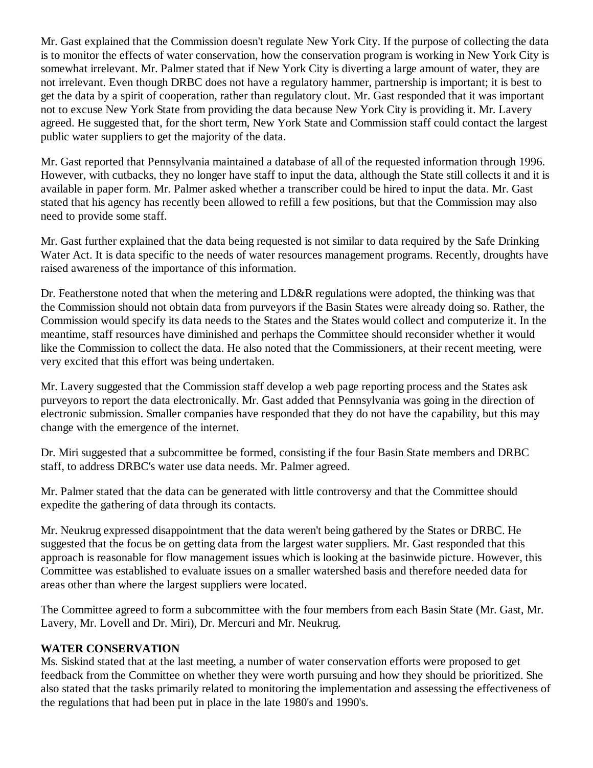Mr. Gast explained that the Commission doesn't regulate New York City. If the purpose of collecting the data is to monitor the effects of water conservation, how the conservation program is working in New York City is somewhat irrelevant. Mr. Palmer stated that if New York City is diverting a large amount of water, they are not irrelevant. Even though DRBC does not have a regulatory hammer, partnership is important; it is best to get the data by a spirit of cooperation, rather than regulatory clout. Mr. Gast responded that it was important not to excuse New York State from providing the data because New York City is providing it. Mr. Lavery agreed. He suggested that, for the short term, New York State and Commission staff could contact the largest public water suppliers to get the majority of the data.

Mr. Gast reported that Pennsylvania maintained a database of all of the requested information through 1996. However, with cutbacks, they no longer have staff to input the data, although the State still collects it and it is available in paper form. Mr. Palmer asked whether a transcriber could be hired to input the data. Mr. Gast stated that his agency has recently been allowed to refill a few positions, but that the Commission may also need to provide some staff.

Mr. Gast further explained that the data being requested is not similar to data required by the Safe Drinking Water Act. It is data specific to the needs of water resources management programs. Recently, droughts have raised awareness of the importance of this information.

Dr. Featherstone noted that when the metering and LD&R regulations were adopted, the thinking was that the Commission should not obtain data from purveyors if the Basin States were already doing so. Rather, the Commission would specify its data needs to the States and the States would collect and computerize it. In the meantime, staff resources have diminished and perhaps the Committee should reconsider whether it would like the Commission to collect the data. He also noted that the Commissioners, at their recent meeting, were very excited that this effort was being undertaken.

Mr. Lavery suggested that the Commission staff develop a web page reporting process and the States ask purveyors to report the data electronically. Mr. Gast added that Pennsylvania was going in the direction of electronic submission. Smaller companies have responded that they do not have the capability, but this may change with the emergence of the internet.

Dr. Miri suggested that a subcommittee be formed, consisting if the four Basin State members and DRBC staff, to address DRBC's water use data needs. Mr. Palmer agreed.

Mr. Palmer stated that the data can be generated with little controversy and that the Committee should expedite the gathering of data through its contacts.

Mr. Neukrug expressed disappointment that the data weren't being gathered by the States or DRBC. He suggested that the focus be on getting data from the largest water suppliers. Mr. Gast responded that this approach is reasonable for flow management issues which is looking at the basinwide picture. However, this Committee was established to evaluate issues on a smaller watershed basis and therefore needed data for areas other than where the largest suppliers were located.

The Committee agreed to form a subcommittee with the four members from each Basin State (Mr. Gast, Mr. Lavery, Mr. Lovell and Dr. Miri), Dr. Mercuri and Mr. Neukrug.

**WATER CONSERVATION**

Ms. Siskind stated that at the last meeting, a number of water conservation efforts were proposed to get feedback from the Committee on whether they were worth pursuing and how they should be prioritized. She also stated that the tasks primarily related to monitoring the implementation and assessing the effectiveness of the regulations that had been put in place in the late 1980's and 1990's.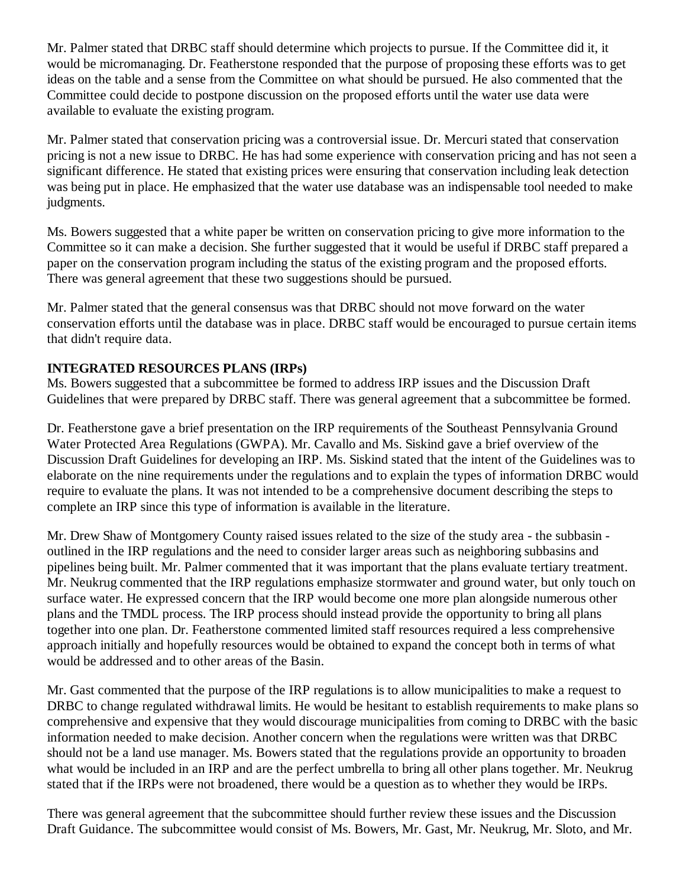Mr. Palmer stated that DRBC staff should determine which projects to pursue. If the Committee did it, it would be micromanaging. Dr. Featherstone responded that the purpose of proposing these efforts was to get ideas on the table and a sense from the Committee on what should be pursued. He also commented that the Committee could decide to postpone discussion on the proposed efforts until the water use data were available to evaluate the existing program.

Mr. Palmer stated that conservation pricing was a controversial issue. Dr. Mercuri stated that conservation pricing is not a new issue to DRBC. He has had some experience with conservation pricing and has not seen a significant difference. He stated that existing prices were ensuring that conservation including leak detection was being put in place. He emphasized that the water use database was an indispensable tool needed to make judgments.

Ms. Bowers suggested that a white paper be written on conservation pricing to give more information to the Committee so it can make a decision. She further suggested that it would be useful if DRBC staff prepared a paper on the conservation program including the status of the existing program and the proposed efforts. There was general agreement that these two suggestions should be pursued.

Mr. Palmer stated that the general consensus was that DRBC should not move forward on the water conservation efforts until the database was in place. DRBC staff would be encouraged to pursue certain items that didn't require data.

**INTEGRATED RESOURCES PLANS (IRPs)**

Ms. Bowers suggested that a subcommittee be formed to address IRP issues and the Discussion Draft Guidelines that were prepared by DRBC staff. There was general agreement that a subcommittee be formed.

Dr. Featherstone gave a brief presentation on the IRP requirements of the Southeast Pennsylvania Ground Water Protected Area Regulations (GWPA). Mr. Cavallo and Ms. Siskind gave a brief overview of the Discussion Draft Guidelines for developing an IRP. Ms. Siskind stated that the intent of the Guidelines was to elaborate on the nine requirements under the regulations and to explain the types of information DRBC would require to evaluate the plans. It was not intended to be a comprehensive document describing the steps to complete an IRP since this type of information is available in the literature.

Mr. Drew Shaw of Montgomery County raised issues related to the size of the study area - the subbasin - outlined in the IRP regulations and the need to consider larger areas such as neighboring subbasins and pipelines being built. Mr. Palmer commented that it was important that the plans evaluate tertiary treatment. Mr. Neukrug commented that the IRP regulations emphasize stormwater and ground water, but only touch on surface water. He expressed concern that the IRP would become one more plan alongside numerous other plans and the TMDL process. The IRP process should instead provide the opportunity to bring all plans together into one plan. Dr. Featherstone commented limited staff resources required a less comprehensive approach initially and hopefully resources would be obtained to expand the concept both in terms of what would be addressed and to other areas of the Basin.

Mr. Gast commented that the purpose of the IRP regulations is to allow municipalities to make a request to DRBC to change regulated withdrawal limits. He would be hesitant to establish requirements to make plans so comprehensive and expensive that they would discourage municipalities from coming to DRBC with the basic information needed to make decision. Another concern when the regulations were written was that DRBC should not be a land use manager. Ms. Bowers stated that the regulations provide an opportunity to broaden what would be included in an IRP and are the perfect umbrella to bring all other plans together. Mr. Neukrug stated that if the IRPs were not broadened, there would be a question as to whether they would be IRPs.

There was general agreement that the subcommittee should further review these issues and the Discussion Draft Guidance. The subcommittee would consist of Ms. Bowers, Mr. Gast, Mr. Neukrug, Mr. Sloto, and Mr.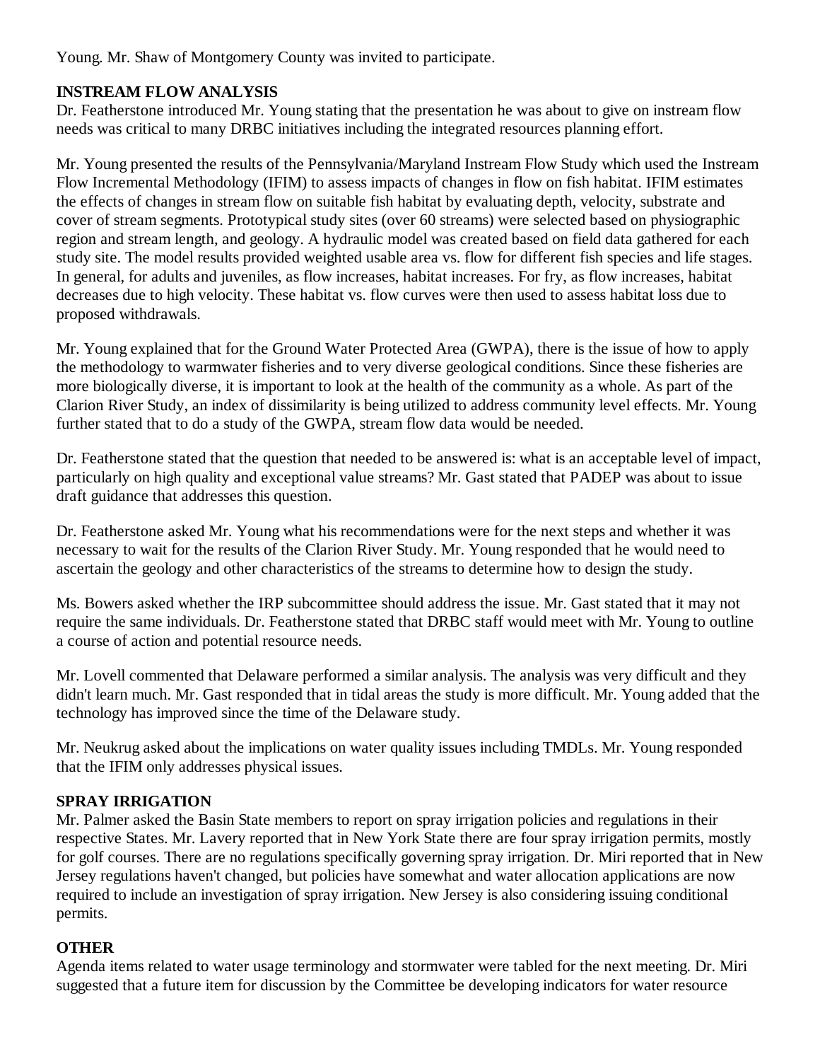Young. Mr. Shaw of Montgomery County was invited to participate.

**INSTREAM FLOW ANALYSIS**

Dr. Featherstone introduced Mr. Young stating that the presentation he was about to give on instream flow needs was critical to many DRBC initiatives including the integrated resources planning effort.

Mr. Young presented the results of the Pennsylvania/Maryland Instream Flow Study which used the Instream Flow Incremental Methodology (IFIM) to assess impacts of changes in flow on fish habitat. IFIM estimates the effects of changes in stream flow on suitable fish habitat by evaluating depth, velocity, substrate and cover of stream segments. Prototypical study sites (over 60 streams) were selected based on physiographic region and stream length, and geology. A hydraulic model was created based on field data gathered for each study site. The model results provided weighted usable area vs. flow for different fish species and life stages. In general, for adults and juveniles, as flow increases, habitat increases. For fry, as flow increases, habitat decreases due to high velocity. These habitat vs. flow curves were then used to assess habitat loss due to proposed withdrawals.

Mr. Young explained that for the Ground Water Protected Area (GWPA), there is the issue of how to apply the methodology to warmwater fisheries and to very diverse geological conditions. Since these fisheries are more biologically diverse, it is important to look at the health of the community as a whole. As part of the Clarion River Study, an index of dissimilarity is being utilized to address community level effects. Mr. Young further stated that to do a study of the GWPA, stream flow data would be needed.

Dr. Featherstone stated that the question that needed to be answered is: what is an acceptable level of impact, particularly on high quality and exceptional value streams? Mr. Gast stated that PADEP was about to issue draft guidance that addresses this question.

Dr. Featherstone asked Mr. Young what his recommendations were for the next steps and whether it was necessary to wait for the results of the Clarion River Study. Mr. Young responded that he would need to ascertain the geology and other characteristics of the streams to determine how to design the study.

Ms. Bowers asked whether the IRP subcommittee should address the issue. Mr. Gast stated that it may not require the same individuals. Dr. Featherstone stated that DRBC staff would meet with Mr. Young to outline a course of action and potential resource needs.

Mr. Lovell commented that Delaware performed a similar analysis. The analysis was very difficult and they didn't learn much. Mr. Gast responded that in tidal areas the study is more difficult. Mr. Young added that the technology has improved since the time of the Delaware study.

Mr. Neukrug asked about the implications on water quality issues including TMDLs. Mr. Young responded that the IFIM only addresses physical issues.

**SPRAY IRRIGATION**

Mr. Palmer asked the Basin State members to report on spray irrigation policies and regulations in their respective States. Mr. Lavery reported that in New York State there are four spray irrigation permits, mostly for golf courses. There are no regulations specifically governing spray irrigation. Dr. Miri reported that in New Jersey regulations haven't changed, but policies have somewhat and water allocation applications are now required to include an investigation of spray irrigation. New Jersey is also considering issuing conditional permits.

**OTHER**

Agenda items related to water usage terminology and stormwater were tabled for the next meeting. Dr. Miri suggested that a future item for discussion by the Committee be developing indicators for water resource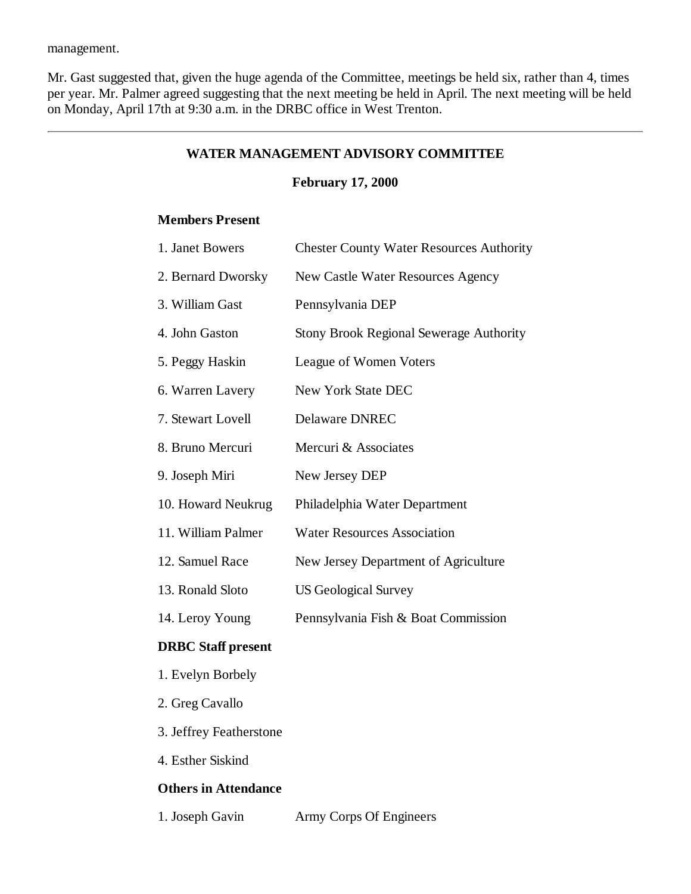management.

Mr. Gast suggested that, given the huge agenda of the Committee, meetings be held six, rather than 4, times per year. Mr. Palmer agreed suggesting that the next meeting be held in April. The next meeting will be held on Monday, April 17th at 9:30 a.m. in the DRBC office in West Trenton.

---

## WATER MANAGEMENT ADVISORY COMMITTEE

**February 17, 2000**

**Members Present**

| | |
|---|---|
| 1. Janet Bowers | Chester County Water Resources Authority |
| 2. Bernard Dworsky | New Castle Water Resources Agency |
| 3. William Gast | Pennsylvania DEP |
| 4. John Gaston | Stony Brook Regional Sewerage Authority |
| 5. Peggy Haskin | League of Women Voters |
| 6. Warren Lavery | New York State DEC |
| 7. Stewart Lovell | Delaware DNREC |
| 8. Bruno Mercuri | Mercuri & Associates |
| 9. Joseph Miri | New Jersey DEP |
| 10. Howard Neukrug | Philadelphia Water Department |
| 11. William Palmer | Water Resources Association |
| 12. Samuel Race | New Jersey Department of Agriculture |
| 13. Ronald Sloto | US Geological Survey |
| 14. Leroy Young | Pennsylvania Fish & Boat Commission |

**DRBC Staff present**

1. Evelyn Borbely
2. Greg Cavallo
3. Jeffrey Featherstone
4. Esther Siskind

**Others in Attendance**

| | |
|---|---|
| 1. Joseph Gavin | Army Corps Of Engineers |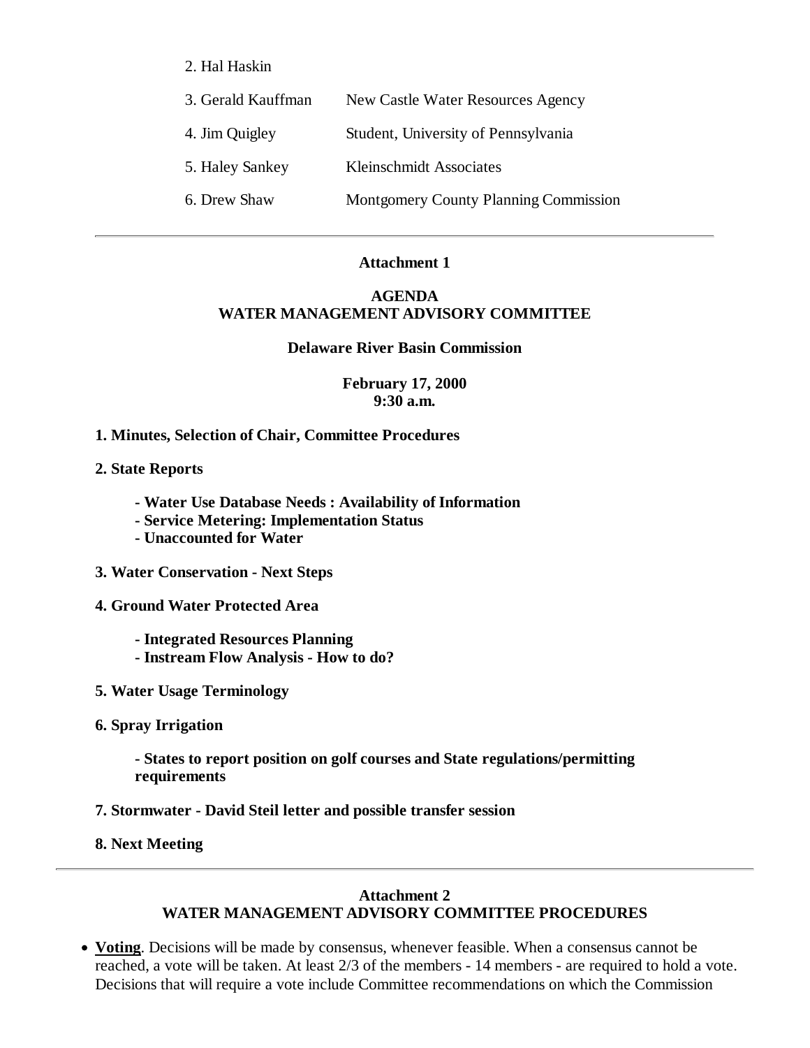| | |
|---|---|
| 2. Hal Haskin | |
| 3. Gerald Kauffman | New Castle Water Resources Agency |
| 4. Jim Quigley | Student, University of Pennsylvania |
| 5. Haley Sankey | Kleinschmidt Associates |
| 6. Drew Shaw | Montgomery County Planning Commission |

---

**Attachment 1**

**AGENDA**
**WATER MANAGEMENT ADVISORY COMMITTEE**

**Delaware River Basin Commission**

**February 17, 2000**
**9:30 a.m.**

**1. Minutes, Selection of Chair, Committee Procedures**

**2. State Reports**

- **Water Use Database Needs : Availability of Information**
- **Service Metering: Implementation Status**
- **Unaccounted for Water**

**3. Water Conservation - Next Steps**

**4. Ground Water Protected Area**

- **Integrated Resources Planning**
- **Instream Flow Analysis - How to do?**

**5. Water Usage Terminology**

**6. Spray Irrigation**

- **States to report position on golf courses and State regulations/permitting requirements**

**7. Stormwater - David Steil letter and possible transfer session**

**8. Next Meeting**

---

**Attachment 2**
**WATER MANAGEMENT ADVISORY COMMITTEE PROCEDURES**

- **Voting**. Decisions will be made by consensus, whenever feasible. When a consensus cannot be reached, a vote will be taken. At least 2/3 of the members - 14 members - are required to hold a vote. Decisions that will require a vote include Committee recommendations on which the Commission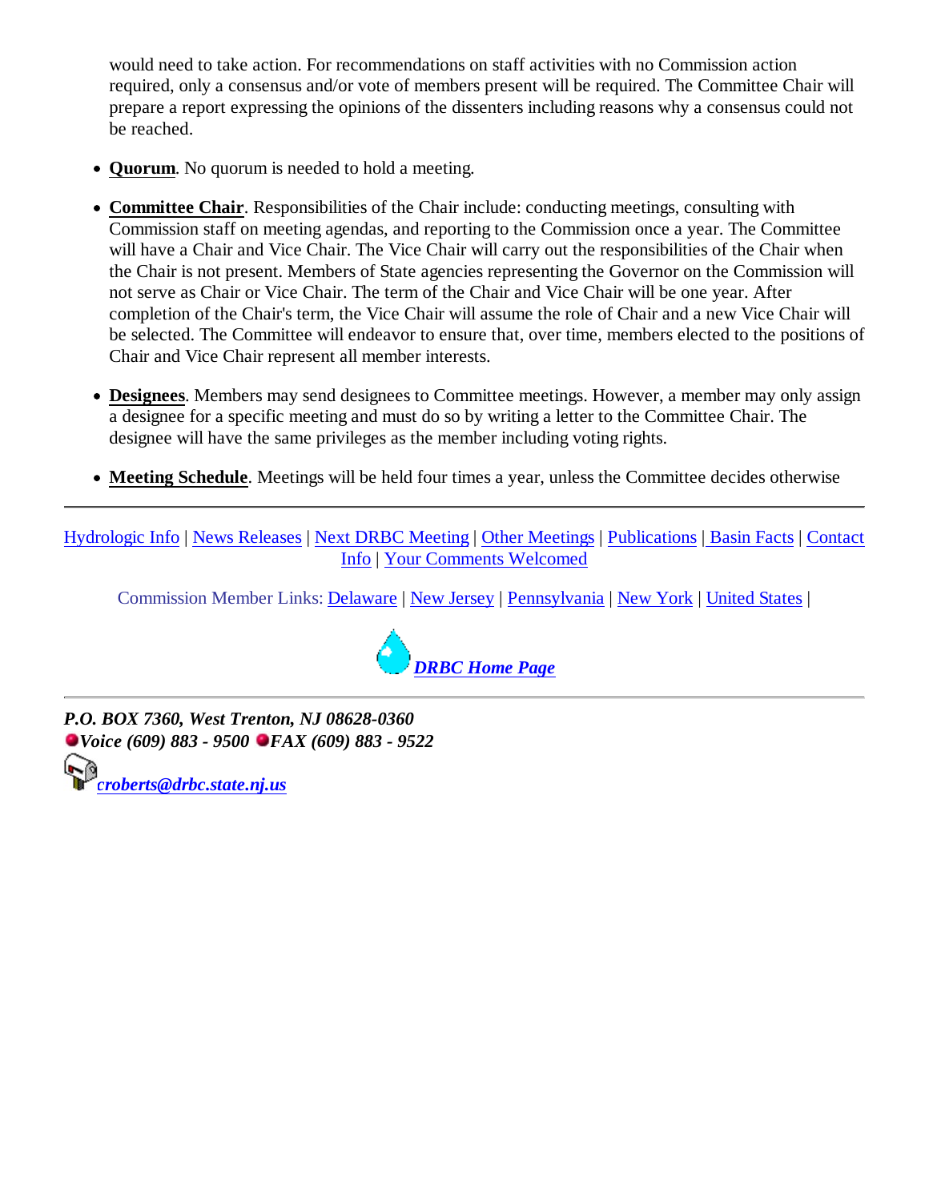would need to take action. For recommendations on staff activities with no Commission action required, only a consensus and/or vote of members present will be required. The Committee Chair will prepare a report expressing the opinions of the dissenters including reasons why a consensus could not be reached.

- **Quorum**. No quorum is needed to hold a meeting.
- **Committee Chair**. Responsibilities of the Chair include: conducting meetings, consulting with Commission staff on meeting agendas, and reporting to the Commission once a year. The Committee will have a Chair and Vice Chair. The Vice Chair will carry out the responsibilities of the Chair when the Chair is not present. Members of State agencies representing the Governor on the Commission will not serve as Chair or Vice Chair. The term of the Chair and Vice Chair will be one year. After completion of the Chair's term, the Vice Chair will assume the role of Chair and a new Vice Chair will be selected. The Committee will endeavor to ensure that, over time, members elected to the positions of Chair and Vice Chair represent all member interests.
- **Designees**. Members may send designees to Committee meetings. However, a member may only assign a designee for a specific meeting and must do so by writing a letter to the Committee Chair. The designee will have the same privileges as the member including voting rights.
- **Meeting Schedule**. Meetings will be held four times a year, unless the Committee decides otherwise

---

Hydrologic Info | News Releases | Next DRBC Meeting | Other Meetings | Publications | Basin Facts | Contact Info | Your Comments Welcomed

Commission Member Links: Delaware | New Jersey | Pennsylvania | New York | United States |

***DRBC Home Page***

---

***P.O. BOX 7360, West Trenton, NJ 08628-0360***
***Voice (609) 883 - 9500 FAX (609) 883 - 9522***
***croberts@drbc.state.nj.us***